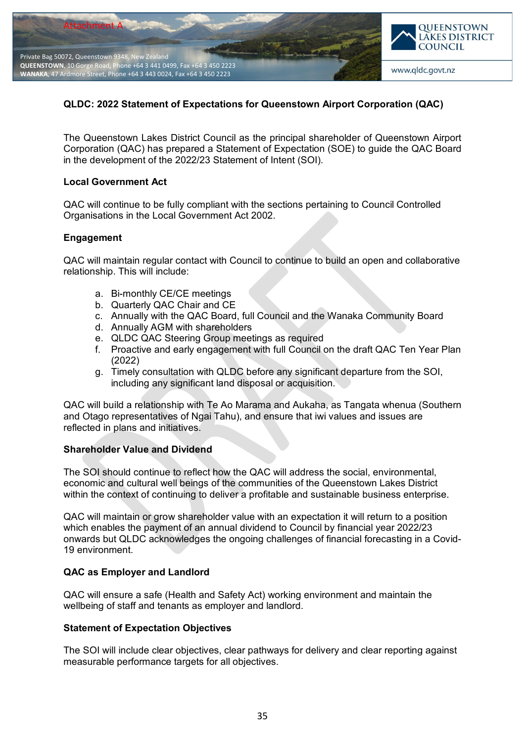Attachment A

Private Bag 50072, Queenstown 9348, New Zealand
**QUEENSTOWN**, 10 Gorge Road, Phone +64 3 441 0499, Fax +64 3 450 2223
**WANAKA**, 47 Ardmore Street, Phone +64 3 443 0024, Fax +64 3 450 2223

QUEENSTOWN LAKES DISTRICT COUNCIL

www.qldc.govt.nz

## QLDC: 2022 Statement of Expectations for Queenstown Airport Corporation (QAC)

The Queenstown Lakes District Council as the principal shareholder of Queenstown Airport Corporation (QAC) has prepared a Statement of Expectation (SOE) to guide the QAC Board in the development of the 2022/23 Statement of Intent (SOI).

### Local Government Act

QAC will continue to be fully compliant with the sections pertaining to Council Controlled Organisations in the Local Government Act 2002.

### Engagement

QAC will maintain regular contact with Council to continue to build an open and collaborative relationship. This will include:

a. Bi-monthly CE/CE meetings
b. Quarterly QAC Chair and CE
c. Annually with the QAC Board, full Council and the Wanaka Community Board
d. Annually AGM with shareholders
e. QLDC QAC Steering Group meetings as required
f. Proactive and early engagement with full Council on the draft QAC Ten Year Plan (2022)
g. Timely consultation with QLDC before any significant departure from the SOI, including any significant land disposal or acquisition.

QAC will build a relationship with Te Ao Marama and Aukaha, as Tangata whenua (Southern and Otago representatives of Ngai Tahu), and ensure that iwi values and issues are reflected in plans and initiatives.

### Shareholder Value and Dividend

The SOI should continue to reflect how the QAC will address the social, environmental, economic and cultural well beings of the communities of the Queenstown Lakes District within the context of continuing to deliver a profitable and sustainable business enterprise.

QAC will maintain or grow shareholder value with an expectation it will return to a position which enables the payment of an annual dividend to Council by financial year 2022/23 onwards but QLDC acknowledges the ongoing challenges of financial forecasting in a Covid-19 environment.

### QAC as Employer and Landlord

QAC will ensure a safe (Health and Safety Act) working environment and maintain the wellbeing of staff and tenants as employer and landlord.

### Statement of Expectation Objectives

The SOI will include clear objectives, clear pathways for delivery and clear reporting against measurable performance targets for all objectives.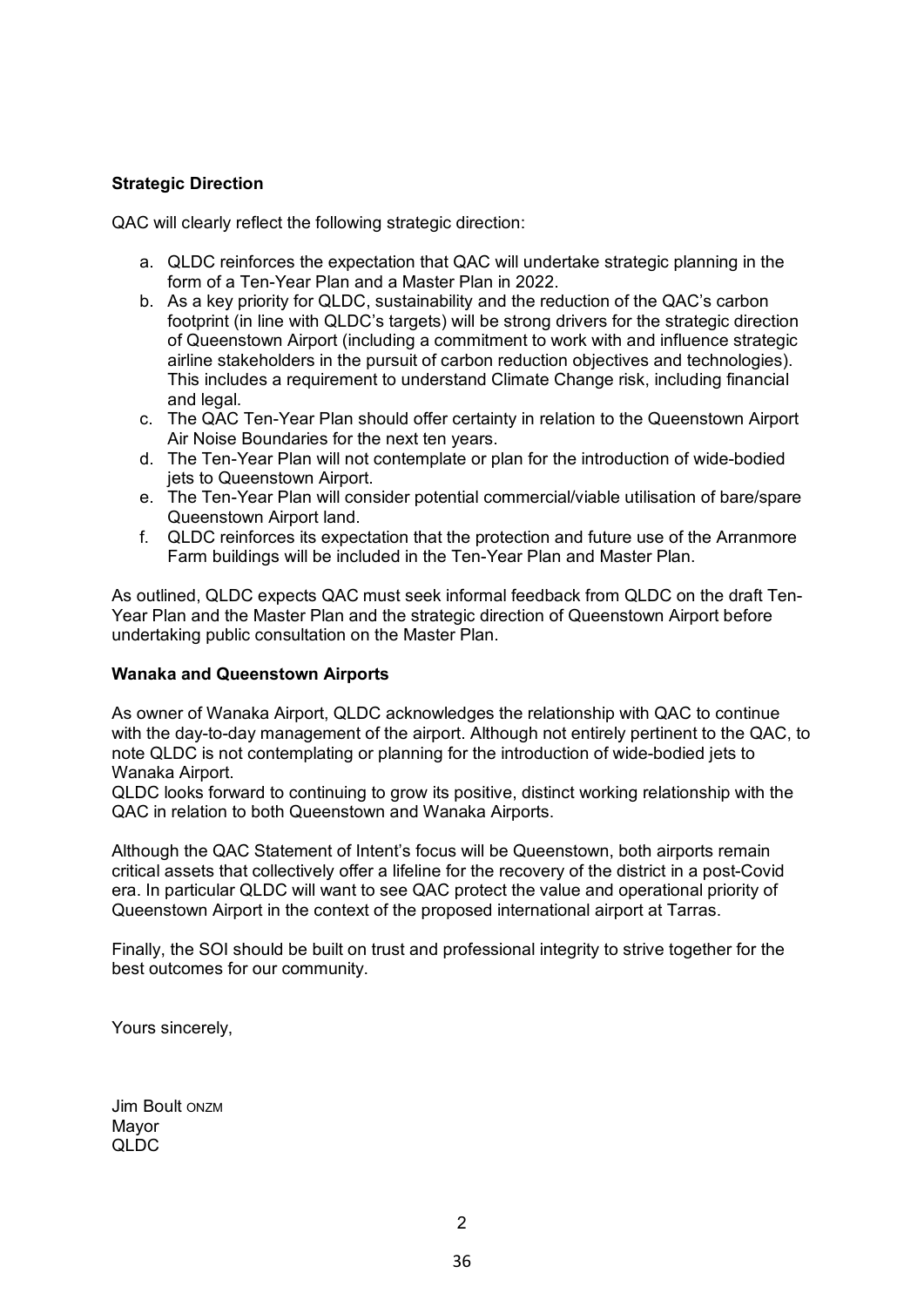**Strategic Direction**

QAC will clearly reflect the following strategic direction:

a. QLDC reinforces the expectation that QAC will undertake strategic planning in the form of a Ten-Year Plan and a Master Plan in 2022.
b. As a key priority for QLDC, sustainability and the reduction of the QAC's carbon footprint (in line with QLDC's targets) will be strong drivers for the strategic direction of Queenstown Airport (including a commitment to work with and influence strategic airline stakeholders in the pursuit of carbon reduction objectives and technologies). This includes a requirement to understand Climate Change risk, including financial and legal.
c. The QAC Ten-Year Plan should offer certainty in relation to the Queenstown Airport Air Noise Boundaries for the next ten years.
d. The Ten-Year Plan will not contemplate or plan for the introduction of wide-bodied jets to Queenstown Airport.
e. The Ten-Year Plan will consider potential commercial/viable utilisation of bare/spare Queenstown Airport land.
f. QLDC reinforces its expectation that the protection and future use of the Arranmore Farm buildings will be included in the Ten-Year Plan and Master Plan.

As outlined, QLDC expects QAC must seek informal feedback from QLDC on the draft Ten-Year Plan and the Master Plan and the strategic direction of Queenstown Airport before undertaking public consultation on the Master Plan.

**Wanaka and Queenstown Airports**

As owner of Wanaka Airport, QLDC acknowledges the relationship with QAC to continue with the day-to-day management of the airport. Although not entirely pertinent to the QAC, to note QLDC is not contemplating or planning for the introduction of wide-bodied jets to Wanaka Airport.
QLDC looks forward to continuing to grow its positive, distinct working relationship with the QAC in relation to both Queenstown and Wanaka Airports.

Although the QAC Statement of Intent's focus will be Queenstown, both airports remain critical assets that collectively offer a lifeline for the recovery of the district in a post-Covid era. In particular QLDC will want to see QAC protect the value and operational priority of Queenstown Airport in the context of the proposed international airport at Tarras.

Finally, the SOI should be built on trust and professional integrity to strive together for the best outcomes for our community.

Yours sincerely,

Jim Boult ONZM
Mayor
QLDC